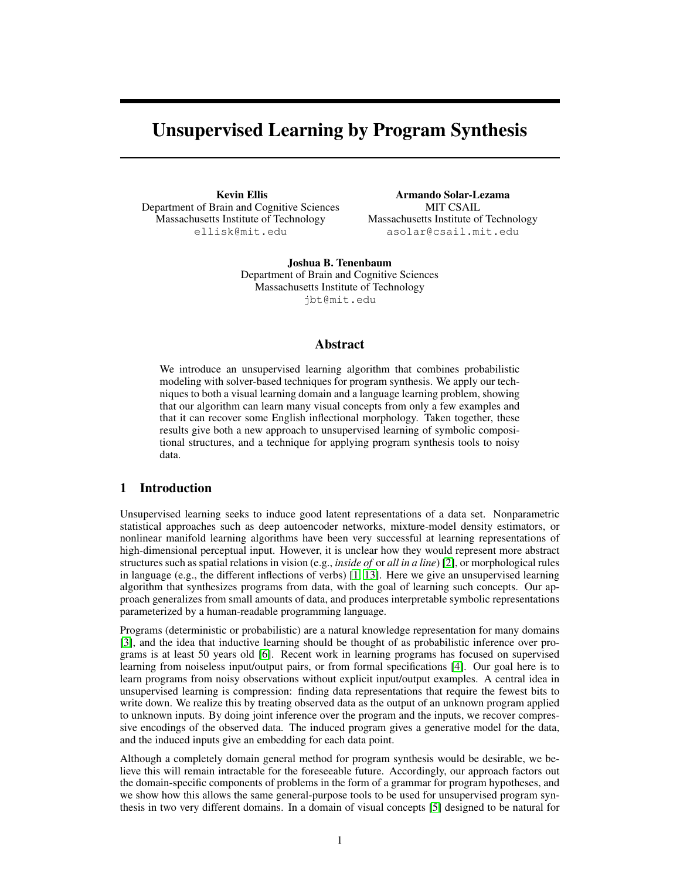# Unsupervised Learning by Program Synthesis

**Kevin Ellis**
Department of Brain and Cognitive Sciences
Massachusetts Institute of Technology
ellisk@mit.edu

**Armando Solar-Lezama**
MIT CSAIL
Massachusetts Institute of Technology
asolar@csail.mit.edu

**Joshua B. Tenenbaum**
Department of Brain and Cognitive Sciences
Massachusetts Institute of Technology
jbt@mit.edu

## Abstract

We introduce an unsupervised learning algorithm that combines probabilistic modeling with solver-based techniques for program synthesis. We apply our techniques to both a visual learning domain and a language learning problem, showing that our algorithm can learn many visual concepts from only a few examples and that it can recover some English inflectional morphology. Taken together, these results give both a new approach to unsupervised learning of symbolic compositional structures, and a technique for applying program synthesis tools to noisy data.

## 1 Introduction

Unsupervised learning seeks to induce good latent representations of a data set. Nonparametric statistical approaches such as deep autoencoder networks, mixture-model density estimators, or nonlinear manifold learning algorithms have been very successful at learning representations of high-dimensional perceptual input. However, it is unclear how they would represent more abstract structures such as spatial relations in vision (e.g., *inside of* or *all in a line*) [2], or morphological rules in language (e.g., the different inflections of verbs) [1, 13]. Here we give an unsupervised learning algorithm that synthesizes programs from data, with the goal of learning such concepts. Our approach generalizes from small amounts of data, and produces interpretable symbolic representations parameterized by a human-readable programming language.

Programs (deterministic or probabilistic) are a natural knowledge representation for many domains [3], and the idea that inductive learning should be thought of as probabilistic inference over programs is at least 50 years old [6]. Recent work in learning programs has focused on supervised learning from noiseless input/output pairs, or from formal specifications [4]. Our goal here is to learn programs from noisy observations without explicit input/output examples. A central idea in unsupervised learning is compression: finding data representations that require the fewest bits to write down. We realize this by treating observed data as the output of an unknown program applied to unknown inputs. By doing joint inference over the program and the inputs, we recover compressive encodings of the observed data. The induced program gives a generative model for the data, and the induced inputs give an embedding for each data point.

Although a completely domain general method for program synthesis would be desirable, we believe this will remain intractable for the foreseeable future. Accordingly, our approach factors out the domain-specific components of problems in the form of a grammar for program hypotheses, and we show how this allows the same general-purpose tools to be used for unsupervised program synthesis in two very different domains. In a domain of visual concepts [5] designed to be natural for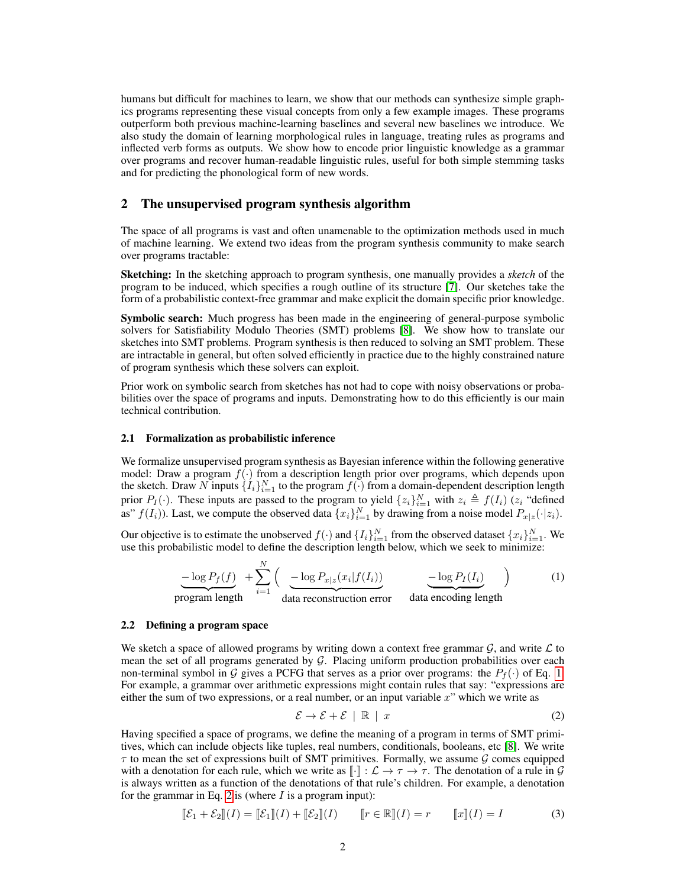humans but difficult for machines to learn, we show that our methods can synthesize simple graphics programs representing these visual concepts from only a few example images. These programs outperform both previous machine-learning baselines and several new baselines we introduce. We also study the domain of learning morphological rules in language, treating rules as programs and inflected verb forms as outputs. We show how to encode prior linguistic knowledge as a grammar over programs and recover human-readable linguistic rules, useful for both simple stemming tasks and for predicting the phonological form of new words.

## 2 The unsupervised program synthesis algorithm

The space of all programs is vast and often unamenable to the optimization methods used in much of machine learning. We extend two ideas from the program synthesis community to make search over programs tractable:

**Sketching:** In the sketching approach to program synthesis, one manually provides a *sketch* of the program to be induced, which specifies a rough outline of its structure [7]. Our sketches take the form of a probabilistic context-free grammar and make explicit the domain specific prior knowledge.

**Symbolic search:** Much progress has been made in the engineering of general-purpose symbolic solvers for Satisfiability Modulo Theories (SMT) problems [8]. We show how to translate our sketches into SMT problems. Program synthesis is then reduced to solving an SMT problem. These are intractable in general, but often solved efficiently in practice due to the highly constrained nature of program synthesis which these solvers can exploit.

Prior work on symbolic search from sketches has not had to cope with noisy observations or probabilities over the space of programs and inputs. Demonstrating how to do this efficiently is our main technical contribution.

### 2.1 Formalization as probabilistic inference

We formalize unsupervised program synthesis as Bayesian inference within the following generative model: Draw a program $f(\cdot)$ from a description length prior over programs, which depends upon the sketch. Draw $N$ inputs $\{I_i\}_{i=1}^N$ to the program $f(\cdot)$ from a domain-dependent description length prior $P_I(\cdot)$. These inputs are passed to the program to yield $\{z_i\}_{i=1}^N$ with $z_i \triangleq f(I_i)$ ($z_i$ "defined as" $f(I_i)$). Last, we compute the observed data $\{x_i\}_{i=1}^N$ by drawing from a noise model $P_{x|z}(\cdot|z_i)$.

Our objective is to estimate the unobserved $f(\cdot)$ and $\{I_i\}_{i=1}^N$ from the observed dataset $\{x_i\}_{i=1}^N$. We use this probabilistic model to define the description length below, which we seek to minimize:

$$\underbrace{-\log P_f(f)}_{\text{program length}} + \sum_{i=1}^{N} \Big( \underbrace{-\log P_{x|z}(x_i|f(I_i))}_{\text{data reconstruction error}} \quad \underbrace{-\log P_I(I_i)}_{\text{data encoding length}} \Big) \tag{1}$$

### 2.2 Defining a program space

We sketch a space of allowed programs by writing down a context free grammar $\mathcal{G}$, and write $\mathcal{L}$ to mean the set of all programs generated by $\mathcal{G}$. Placing uniform production probabilities over each non-terminal symbol in $\mathcal{G}$ gives a PCFG that serves as a prior over programs: the $P_f(\cdot)$ of Eq. 1. For example, a grammar over arithmetic expressions might contain rules that say: "expressions are either the sum of two expressions, or a real number, or an input variable $x$" which we write as

$$\mathcal{E} \to \mathcal{E} + \mathcal{E} \ | \ \mathbb{R} \ | \ x \tag{2}$$

Having specified a space of programs, we define the meaning of a program in terms of SMT primitives, which can include objects like tuples, real numbers, conditionals, booleans, etc [8]. We write $\tau$ to mean the set of expressions built of SMT primitives. Formally, we assume $\mathcal{G}$ comes equipped with a denotation for each rule, which we write as $[\![\cdot]\!] : \mathcal{L} \to \tau \to \tau$. The denotation of a rule in $\mathcal{G}$ is always written as a function of the denotations of that rule's children. For example, a denotation for the grammar in Eq. 2 is (where $I$ is a program input):

$$[\![\mathcal{E}_1 + \mathcal{E}_2]\!](I) = [\![\mathcal{E}_1]\!](I) + [\![\mathcal{E}_2]\!](I) \qquad [\![r \in \mathbb{R}]\!](I) = r \qquad [\![x]\!](I) = I \tag{3}$$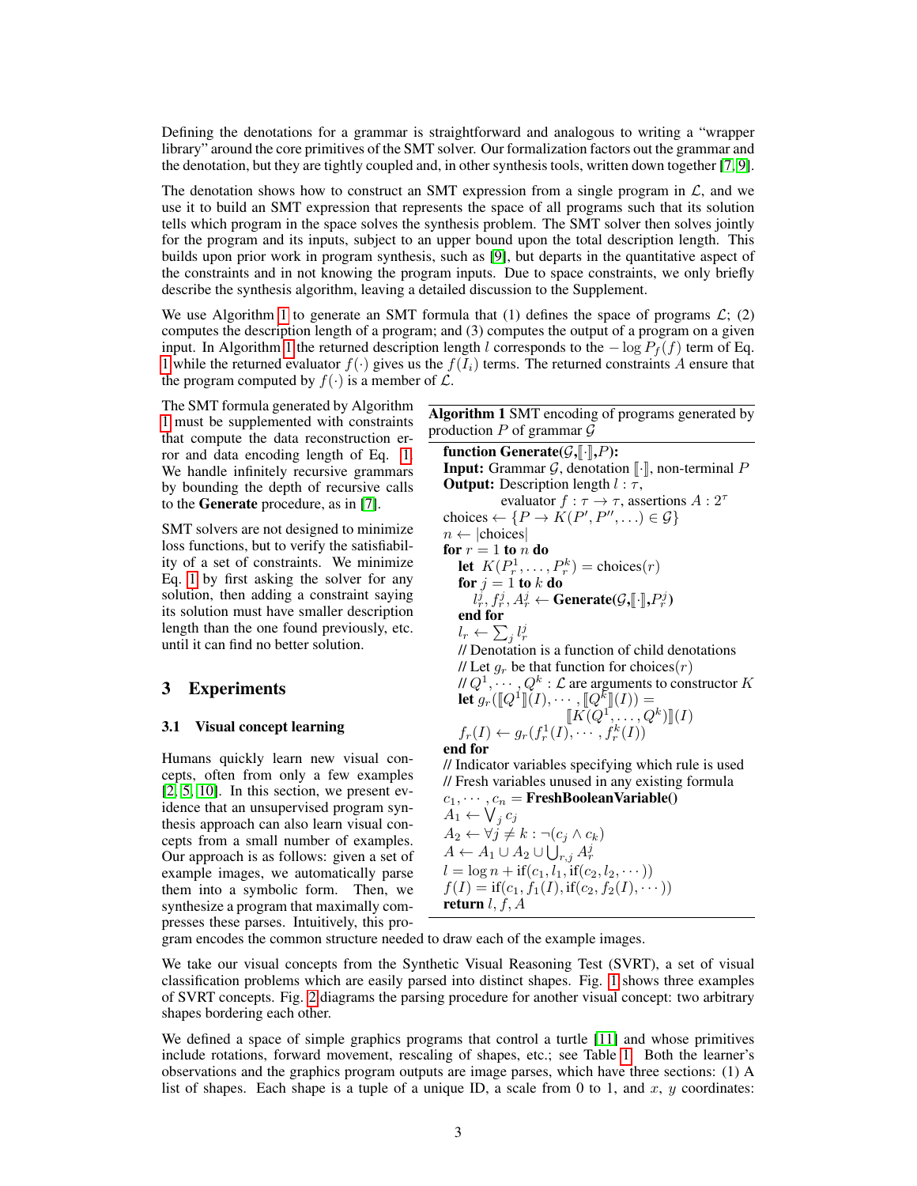Defining the denotations for a grammar is straightforward and analogous to writing a "wrapper library" around the core primitives of the SMT solver. Our formalization factors out the grammar and the denotation, but they are tightly coupled and, in other synthesis tools, written down together [7, 9].

The denotation shows how to construct an SMT expression from a single program in $\mathcal{L}$, and we use it to build an SMT expression that represents the space of all programs such that its solution tells which program in the space solves the synthesis problem. The SMT solver then solves jointly for the program and its inputs, subject to an upper bound upon the total description length. This builds upon prior work in program synthesis, such as [9], but departs in the quantitative aspect of the constraints and in not knowing the program inputs. Due to space constraints, we only briefly describe the synthesis algorithm, leaving a detailed discussion to the Supplement.

We use Algorithm 1 to generate an SMT formula that (1) defines the space of programs $\mathcal{L}$; (2) computes the description length of a program; and (3) computes the output of a program on a given input. In Algorithm 1 the returned description length $l$ corresponds to the $-\log P_f(f)$ term of Eq. 1 while the returned evaluator $f(\cdot)$ gives us the $f(I_i)$ terms. The returned constraints $A$ ensure that the program computed by $f(\cdot)$ is a member of $\mathcal{L}$.

The SMT formula generated by Algorithm 1 must be supplemented with constraints that compute the data reconstruction error and data encoding length of Eq. 1. We handle infinitely recursive grammars by bounding the depth of recursive calls to the **Generate** procedure, as in [7].

SMT solvers are not designed to minimize loss functions, but to verify the satisfiability of a set of constraints. We minimize Eq. 1 by first asking the solver for any solution, then adding a constraint saying its solution must have smaller description length than the one found previously, etc. until it can find no better solution.

**Algorithm 1** SMT encoding of programs generated by production $P$ of grammar $\mathcal{G}$

**function Generate**($\mathcal{G}$,$[\![\cdot]\!]$,$P$):
**Input:** Grammar $\mathcal{G}$, denotation $[\![\cdot]\!]$, non-terminal $P$
**Output:** Description length $l : \tau$, evaluator $f : \tau \to \tau$, assertions $A : 2^\tau$
choices $\leftarrow \{P \to K(P', P'', \ldots) \in \mathcal{G}\}$
$n \leftarrow |\text{choices}|$
**for** $r = 1$ **to** $n$ **do**
  **let** $K(P_r^1, \ldots, P_r^k) = \text{choices}(r)$
  **for** $j = 1$ **to** $k$ **do**
    $l_r^j, f_r^j, A_r^j \leftarrow$ **Generate**($\mathcal{G}$,$[\![\cdot]\!]$,$P_r^j$)
  **end for**
  $l_r \leftarrow \sum_j l_r^j$
  // Denotation is a function of child denotations
  // Let $g_r$ be that function for choices$(r)$
  // $Q^1, \cdots, Q^k : \mathcal{L}$ are arguments to constructor $K$
  **let** $g_r([\![Q^1]\!](I), \cdots, [\![Q^k]\!](I)) = [\![K(Q^1, \ldots, Q^k)]\!](I)$
  $f_r(I) \leftarrow g_r(f_r^1(I), \cdots, f_r^k(I))$
**end for**
// Indicator variables specifying which rule is used
// Fresh variables unused in any existing formula
$c_1, \cdots, c_n =$ **FreshBooleanVariable()**
$A_1 \leftarrow \bigvee_j c_j$
$A_2 \leftarrow \forall j \neq k : \neg(c_j \wedge c_k)$
$A \leftarrow A_1 \cup A_2 \cup \bigcup_{r,j} A_r^j$
$l = \log n + \text{if}(c_1, l_1, \text{if}(c_2, l_2, \cdots))$
$f(I) = \text{if}(c_1, f_1(I), \text{if}(c_2, f_2(I), \cdots))$
**return** $l, f, A$

## 3 Experiments

### 3.1 Visual concept learning

Humans quickly learn new visual concepts, often from only a few examples [2, 5, 10]. In this section, we present evidence that an unsupervised program synthesis approach can also learn visual concepts from a small number of examples. Our approach is as follows: given a set of example images, we automatically parse them into a symbolic form. Then, we synthesize a program that maximally compresses these parses. Intuitively, this program encodes the common structure needed to draw each of the example images.

We take our visual concepts from the Synthetic Visual Reasoning Test (SVRT), a set of visual classification problems which are easily parsed into distinct shapes. Fig. 1 shows three examples of SVRT concepts. Fig. 2 diagrams the parsing procedure for another visual concept: two arbitrary shapes bordering each other.

We defined a space of simple graphics programs that control a turtle [11] and whose primitives include rotations, forward movement, rescaling of shapes, etc.; see Table 1. Both the learner's observations and the graphics program outputs are image parses, which have three sections: (1) A list of shapes. Each shape is a tuple of a unique ID, a scale from 0 to 1, and $x$, $y$ coordinates: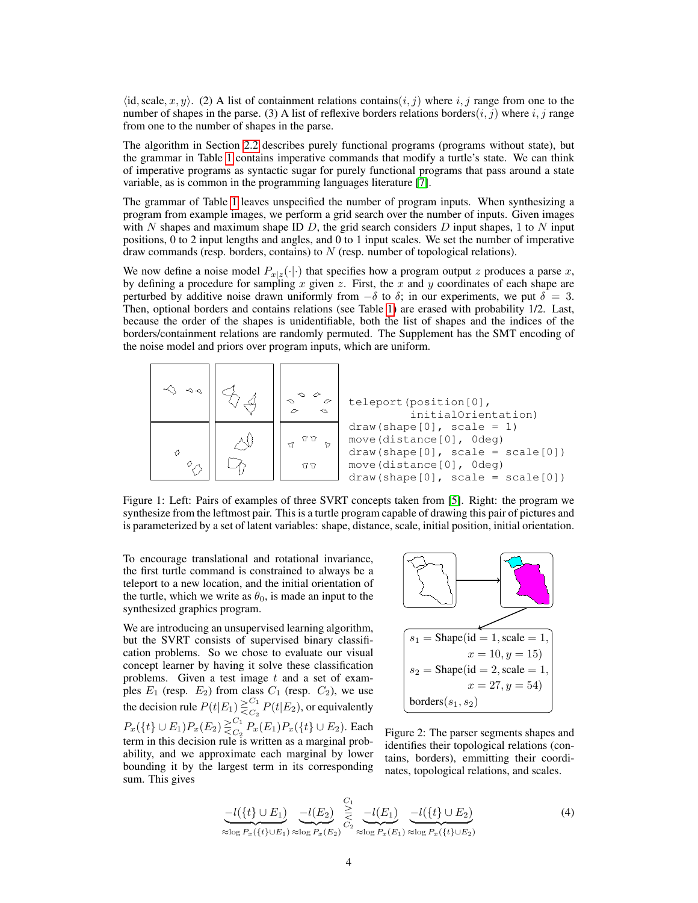⟨id, scale, $x, y$⟩. (2) A list of containment relations contains$(i, j)$ where $i, j$ range from one to the number of shapes in the parse. (3) A list of reflexive borders relations borders$(i, j)$ where $i, j$ range from one to the number of shapes in the parse.

The algorithm in Section 2.2 describes purely functional programs (programs without state), but the grammar in Table 1 contains imperative commands that modify a turtle's state. We can think of imperative programs as syntactic sugar for purely functional programs that pass around a state variable, as is common in the programming languages literature [7].

The grammar of Table 1 leaves unspecified the number of program inputs. When synthesizing a program from example images, we perform a grid search over the number of inputs. Given images with $N$ shapes and maximum shape ID $D$, the grid search considers $D$ input shapes, 1 to $N$ input positions, 0 to 2 input lengths and angles, and 0 to 1 input scales. We set the number of imperative draw commands (resp. borders, contains) to $N$ (resp. number of topological relations).

We now define a noise model $P_{x|z}(\cdot|\cdot)$ that specifies how a program output $z$ produces a parse $x$, by defining a procedure for sampling $x$ given $z$. First, the $x$ and $y$ coordinates of each shape are perturbed by additive noise drawn uniformly from $-\delta$ to $\delta$; in our experiments, we put $\delta = 3$. Then, optional borders and contains relations (see Table 1) are erased with probability 1/2. Last, because the order of the shapes is unidentifiable, both the list of shapes and the indices of the borders/containment relations are randomly permuted. The Supplement has the SMT encoding of the noise model and priors over program inputs, which are uniform.

```
teleport(position[0],
         initialOrientation)
draw(shape[0], scale = 1)
move(distance[0], 0deg)
draw(shape[0], scale = scale[0])
move(distance[0], 0deg)
draw(shape[0], scale = scale[0])
```

Figure 1: Left: Pairs of examples of three SVRT concepts taken from [5]. Right: the program we synthesize from the leftmost pair. This is a turtle program capable of drawing this pair of pictures and is parameterized by a set of latent variables: shape, distance, scale, initial position, initial orientation.

To encourage translational and rotational invariance, the first turtle command is constrained to always be a teleport to a new location, and the initial orientation of the turtle, which we write as $\theta_0$, is made an input to the synthesized graphics program.

We are introducing an unsupervised learning algorithm, but the SVRT consists of supervised binary classification problems. So we chose to evaluate our visual concept learner by having it solve these classification problems. Given a test image $t$ and a set of examples $E_1$ (resp. $E_2$) from class $C_1$ (resp. $C_2$), we use the decision rule $P(t|E_1) \gtrless^{C_1}_{C_2} P(t|E_2)$, or equivalently $P_x(\{t\} \cup E_1)P_x(E_2) \gtrless^{C_1}_{C_2} P_x(E_1)P_x(\{t\} \cup E_2)$. Each term in this decision rule is written as a marginal probability, and we approximate each marginal by lower bounding it by the largest term in its corresponding sum. This gives

$s_1 = \text{Shape}(\text{id} = 1, \text{scale} = 1, x = 10, y = 15)$
$s_2 = \text{Shape}(\text{id} = 2, \text{scale} = 1, x = 27, y = 54)$
borders$(s_1, s_2)$

Figure 2: The parser segments shapes and identifies their topological relations (contains, borders), emmitting their coordinates, topological relations, and scales.

$$\underbrace{-l(\{t\} \cup E_1)}_{\approx \log P_x(\{t\} \cup E_1)} \underbrace{-l(E_2)}_{\approx \log P_x(E_2)} \gtrless^{C_1}_{C_2} \underbrace{-l(E_1)}_{\approx \log P_x(E_1)} \underbrace{-l(\{t\} \cup E_2)}_{\approx \log P_x(\{t\} \cup E_2)} \tag{4}$$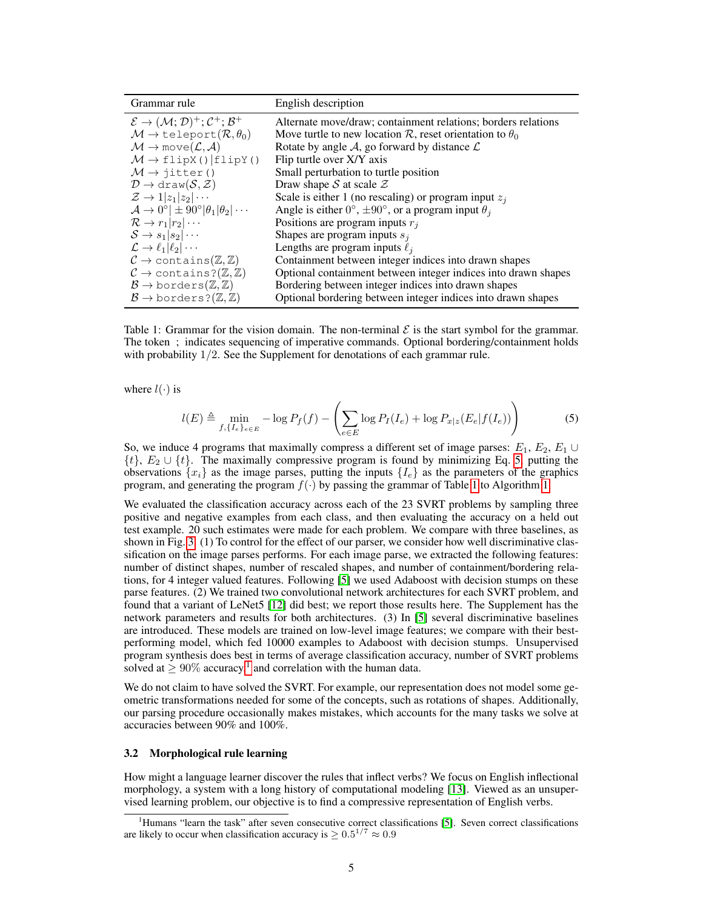| Grammar rule | English description |
|---|---|
| $\mathcal{E} \to (\mathcal{M}; \mathcal{D})^+; \mathcal{C}^+; \mathcal{B}^+$ | Alternate move/draw; containment relations; borders relations |
| $\mathcal{M} \to \texttt{teleport}(\mathcal{R}, \theta_0)$ | Move turtle to new location $\mathcal{R}$, reset orientation to $\theta_0$ |
| $\mathcal{M} \to \texttt{move}(\mathcal{L}, \mathcal{A})$ | Rotate by angle $\mathcal{A}$, go forward by distance $\mathcal{L}$ |
| $\mathcal{M} \to \texttt{flipX()} \vert \texttt{flipY()}$ | Flip turtle over X/Y axis |
| $\mathcal{M} \to \texttt{jitter()}$ | Small perturbation to turtle position |
| $\mathcal{D} \to \texttt{draw}(\mathcal{S}, \mathcal{Z})$ | Draw shape $\mathcal{S}$ at scale $\mathcal{Z}$ |
| $\mathcal{Z} \to 1 \vert z_1 \vert z_2 \vert \cdots$ | Scale is either 1 (no rescaling) or program input $z_j$ |
| $\mathcal{A} \to 0° \vert \pm 90° \vert \theta_1 \vert \theta_2 \vert \cdots$ | Angle is either $0°$, $\pm 90°$, or a program input $\theta_j$ |
| $\mathcal{R} \to r_1 \vert r_2 \vert \cdots$ | Positions are program inputs $r_j$ |
| $\mathcal{S} \to s_1 \vert s_2 \vert \cdots$ | Shapes are program inputs $s_j$ |
| $\mathcal{L} \to \ell_1 \vert \ell_2 \vert \cdots$ | Lengths are program inputs $\ell_j$ |
| $\mathcal{C} \to \texttt{contains}(\mathbb{Z}, \mathbb{Z})$ | Containment between integer indices into drawn shapes |
| $\mathcal{C} \to \texttt{contains?}(\mathbb{Z}, \mathbb{Z})$ | Optional containment between integer indices into drawn shapes |
| $\mathcal{B} \to \texttt{borders}(\mathbb{Z}, \mathbb{Z})$ | Bordering between integer indices into drawn shapes |
| $\mathcal{B} \to \texttt{borders?}(\mathbb{Z}, \mathbb{Z})$ | Optional bordering between integer indices into drawn shapes |

Table 1: Grammar for the vision domain. The non-terminal $\mathcal{E}$ is the start symbol for the grammar. The token ; indicates sequencing of imperative commands. Optional bordering/containment holds with probability 1/2. See the Supplement for denotations of each grammar rule.

where $l(\cdot)$ is

$$l(E) \triangleq \min_{f, \{I_e\}_{e \in E}} -\log P_f(f) - \left( \sum_{e \in E} \log P_I(I_e) + \log P_{x|z}(E_e | f(I_e)) \right) \tag{5}$$

So, we induce 4 programs that maximally compress a different set of image parses: $E_1$, $E_2$, $E_1 \cup \{t\}$, $E_2 \cup \{t\}$. The maximally compressive program is found by minimizing Eq. 5, putting the observations $\{x_i\}$ as the image parses, putting the inputs $\{I_e\}$ as the parameters of the graphics program, and generating the program $f(\cdot)$ by passing the grammar of Table 1 to Algorithm 1.

We evaluated the classification accuracy across each of the 23 SVRT problems by sampling three positive and negative examples from each class, and then evaluating the accuracy on a held out test example. 20 such estimates were made for each problem. We compare with three baselines, as shown in Fig. 3. (1) To control for the effect of our parser, we consider how well discriminative classification on the image parses performs. For each image parse, we extracted the following features: number of distinct shapes, number of rescaled shapes, and number of containment/bordering relations, for 4 integer valued features. Following [5] we used Adaboost with decision stumps on these parse features. (2) We trained two convolutional network architectures for each SVRT problem, and found that a variant of LeNet5 [12] did best; we report those results here. The Supplement has the network parameters and results for both architectures. (3) In [5] several discriminative baselines are introduced. These models are trained on low-level image features; we compare with their best-performing model, which fed 10000 examples to Adaboost with decision stumps. Unsupervised program synthesis does best in terms of average classification accuracy, number of SVRT problems solved at $\geq 90\%$ accuracy,[1] and correlation with the human data.

We do not claim to have solved the SVRT. For example, our representation does not model some geometric transformations needed for some of the concepts, such as rotations of shapes. Additionally, our parsing procedure occasionally makes mistakes, which accounts for the many tasks we solve at accuracies between 90% and 100%.

### 3.2 Morphological rule learning

How might a language learner discover the rules that inflect verbs? We focus on English inflectional morphology, a system with a long history of computational modeling [13]. Viewed as an unsupervised learning problem, our objective is to find a compressive representation of English verbs.

[1] Humans "learn the task" after seven consecutive correct classifications [5]. Seven correct classifications are likely to occur when classification accuracy is $\geq 0.5^{1/7} \approx 0.9$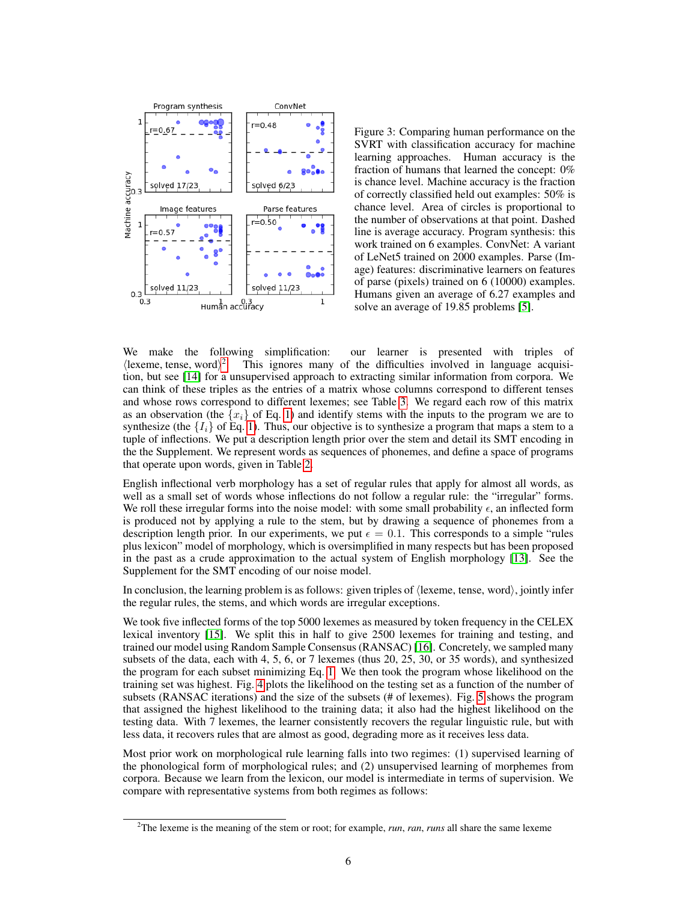Figure 3: Comparing human performance on the SVRT with classification accuracy for machine learning approaches. Human accuracy is the fraction of humans that learned the concept: 0% is chance level. Machine accuracy is the fraction of correctly classified held out examples: 50% is chance level. Area of circles is proportional to the number of observations at that point. Dashed line is average accuracy. Program synthesis: this work trained on 6 examples. ConvNet: A variant of LeNet5 trained on 2000 examples. Parse (Image) features: discriminative learners on features of parse (pixels) trained on 6 (10000) examples. Humans given an average of 6.27 examples and solve an average of 19.85 problems [5].

We make the following simplification: our learner is presented with triples of $\langle$lexeme, tense, word$\rangle$[2]. This ignores many of the difficulties involved in language acquisition, but see [14] for a unsupervised approach to extracting similar information from corpora. We can think of these triples as the entries of a matrix whose columns correspond to different tenses and whose rows correspond to different lexemes; see Table 3. We regard each row of this matrix as an observation (the $\{x_i\}$ of Eq. 1) and identify stems with the inputs to the program we are to synthesize (the $\{I_i\}$ of Eq. 1). Thus, our objective is to synthesize a program that maps a stem to a tuple of inflections. We put a description length prior over the stem and detail its SMT encoding in the the Supplement. We represent words as sequences of phonemes, and define a space of programs that operate upon words, given in Table 2.

English inflectional verb morphology has a set of regular rules that apply for almost all words, as well as a small set of words whose inflections do not follow a regular rule: the "irregular" forms. We roll these irregular forms into the noise model: with some small probability $\epsilon$, an inflected form is produced not by applying a rule to the stem, but by drawing a sequence of phonemes from a description length prior. In our experiments, we put $\epsilon = 0.1$. This corresponds to a simple "rules plus lexicon" model of morphology, which is oversimplified in many respects but has been proposed in the past as a crude approximation to the actual system of English morphology [13]. See the Supplement for the SMT encoding of our noise model.

In conclusion, the learning problem is as follows: given triples of $\langle$lexeme, tense, word$\rangle$, jointly infer the regular rules, the stems, and which words are irregular exceptions.

We took five inflected forms of the top 5000 lexemes as measured by token frequency in the CELEX lexical inventory [15]. We split this in half to give 2500 lexemes for training and testing, and trained our model using Random Sample Consensus (RANSAC) [16]. Concretely, we sampled many subsets of the data, each with 4, 5, 6, or 7 lexemes (thus 20, 25, 30, or 35 words), and synthesized the program for each subset minimizing Eq. 1. We then took the program whose likelihood on the training set was highest. Fig. 4 plots the likelihood on the testing set as a function of the number of subsets (RANSAC iterations) and the size of the subsets (# of lexemes). Fig. 5 shows the program that assigned the highest likelihood to the training data; it also had the highest likelihood on the testing data. With 7 lexemes, the learner consistently recovers the regular linguistic rule, but with less data, it recovers rules that are almost as good, degrading more as it receives less data.

Most prior work on morphological rule learning falls into two regimes: (1) supervised learning of the phonological form of morphological rules; and (2) unsupervised learning of morphemes from corpora. Because we learn from the lexicon, our model is intermediate in terms of supervision. We compare with representative systems from both regimes as follows:

[2] The lexeme is the meaning of the stem or root; for example, *run*, *ran*, *runs* all share the same lexeme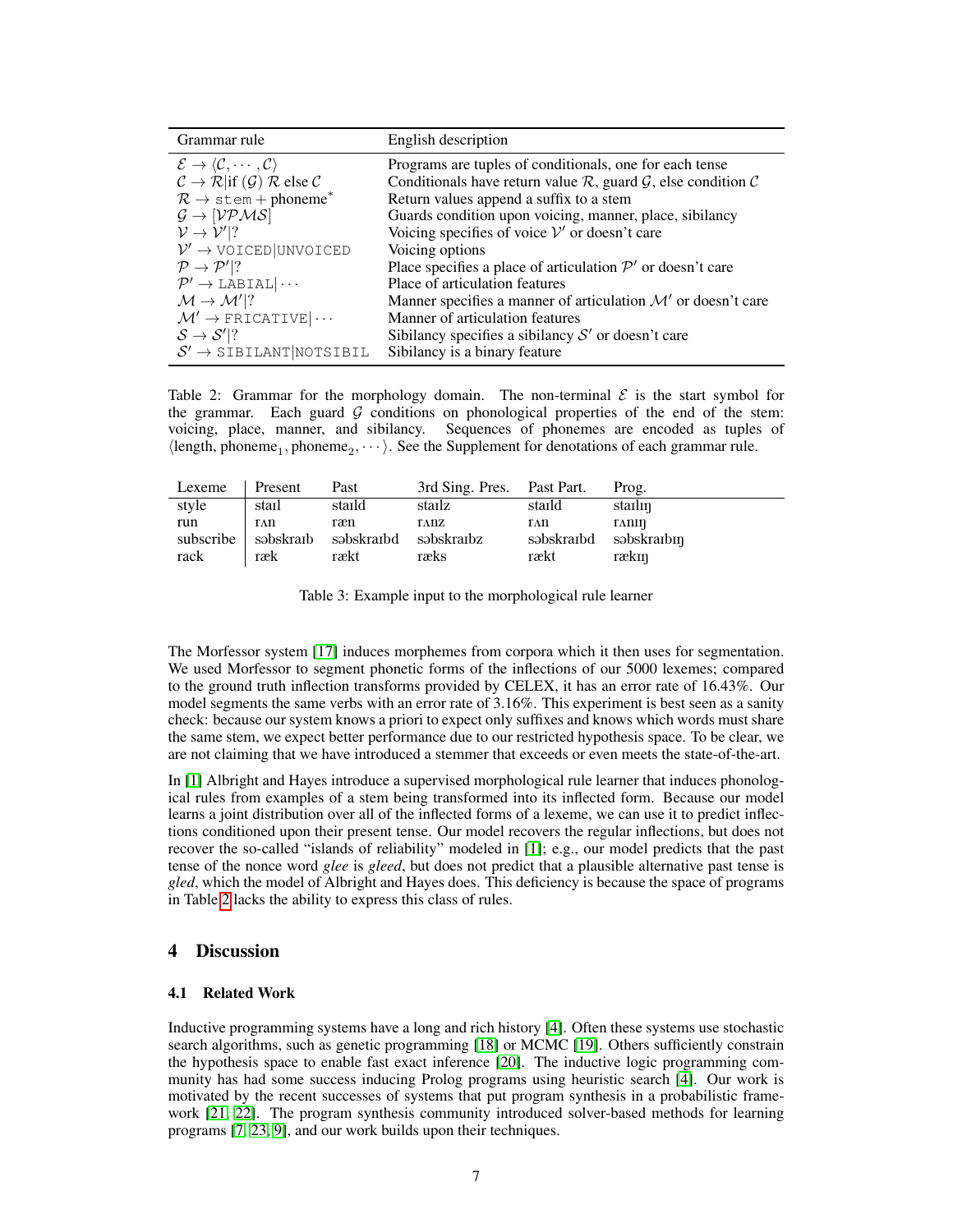| Grammar rule | English description |
|---|---|
| $\mathcal{E} \rightarrow \langle \mathcal{C}, \cdots, \mathcal{C} \rangle$ | Programs are tuples of conditionals, one for each tense |
| $\mathcal{C} \rightarrow \mathcal{R}$\|if $(\mathcal{G})$ $\mathcal{R}$ else $\mathcal{C}$ | Conditionals have return value $\mathcal{R}$, guard $\mathcal{G}$, else condition $\mathcal{C}$ |
| $\mathcal{R} \rightarrow \texttt{stem} + \text{phoneme}^*$ | Return values append a suffix to a stem |
| $\mathcal{G} \rightarrow [\mathcal{VPMS}]$ | Guards condition upon voicing, manner, place, sibilancy |
| $\mathcal{V} \rightarrow \mathcal{V}' \vert ?$ | Voicing specifies of voice $\mathcal{V}'$ or doesn't care |
| $\mathcal{V}' \rightarrow \texttt{VOICED} \vert \texttt{UNVOICED}$ | Voicing options |
| $\mathcal{P} \rightarrow \mathcal{P}' \vert ?$ | Place specifies a place of articulation $\mathcal{P}'$ or doesn't care |
| $\mathcal{P}' \rightarrow \texttt{LABIAL} \vert \cdots$ | Place of articulation features |
| $\mathcal{M} \rightarrow \mathcal{M}' \vert ?$ | Manner specifies a manner of articulation $\mathcal{M}'$ or doesn't care |
| $\mathcal{M}' \rightarrow \texttt{FRICATIVE} \vert \cdots$ | Manner of articulation features |
| $\mathcal{S} \rightarrow \mathcal{S}' \vert ?$ | Sibilancy specifies a sibilancy $\mathcal{S}'$ or doesn't care |
| $\mathcal{S}' \rightarrow \texttt{SIBILANT} \vert \texttt{NOTSIBIL}$ | Sibilancy is a binary feature |

Table 2: Grammar for the morphology domain. The non-terminal $\mathcal{E}$ is the start symbol for the grammar. Each guard $\mathcal{G}$ conditions on phonological properties of the end of the stem: voicing, place, manner, and sibilancy. Sequences of phonemes are encoded as tuples of $\langle \text{length}, \text{phoneme}_1, \text{phoneme}_2, \cdots \rangle$. See the Supplement for denotations of each grammar rule.

| Lexeme | Present | Past | 3rd Sing. Pres. | Past Part. | Prog. |
|---|---|---|---|---|---|
| style | staɪl | staɪld | staɪlz | staɪld | staɪlɪŋ |
| run | rʌn | ræn | rʌnz | rʌn | rʌnɪŋ |
| subscribe | səbskraɪb | səbskraɪbd | səbskraɪbz | səbskraɪbd | səbskraɪbɪŋ |
| rack | ræk | rækt | ræks | rækt | rækɪŋ |

Table 3: Example input to the morphological rule learner

The Morfessor system [17] induces morphemes from corpora which it then uses for segmentation. We used Morfessor to segment phonetic forms of the inflections of our 5000 lexemes; compared to the ground truth inflection transforms provided by CELEX, it has an error rate of 16.43%. Our model segments the same verbs with an error rate of 3.16%. This experiment is best seen as a sanity check: because our system knows a priori to expect only suffixes and knows which words must share the same stem, we expect better performance due to our restricted hypothesis space. To be clear, we are not claiming that we have introduced a stemmer that exceeds or even meets the state-of-the-art.

In [1] Albright and Hayes introduce a supervised morphological rule learner that induces phonological rules from examples of a stem being transformed into its inflected form. Because our model learns a joint distribution over all of the inflected forms of a lexeme, we can use it to predict inflections conditioned upon their present tense. Our model recovers the regular inflections, but does not recover the so-called "islands of reliability" modeled in [1]; e.g., our model predicts that the past tense of the nonce word *glee* is *gleed*, but does not predict that a plausible alternative past tense is *gled*, which the model of Albright and Hayes does. This deficiency is because the space of programs in Table 2 lacks the ability to express this class of rules.

## 4 Discussion

### 4.1 Related Work

Inductive programming systems have a long and rich history [4]. Often these systems use stochastic search algorithms, such as genetic programming [18] or MCMC [19]. Others sufficiently constrain the hypothesis space to enable fast exact inference [20]. The inductive logic programming community has had some success inducing Prolog programs using heuristic search [4]. Our work is motivated by the recent successes of systems that put program synthesis in a probabilistic framework [21, 22]. The program synthesis community introduced solver-based methods for learning programs [7, 23, 9], and our work builds upon their techniques.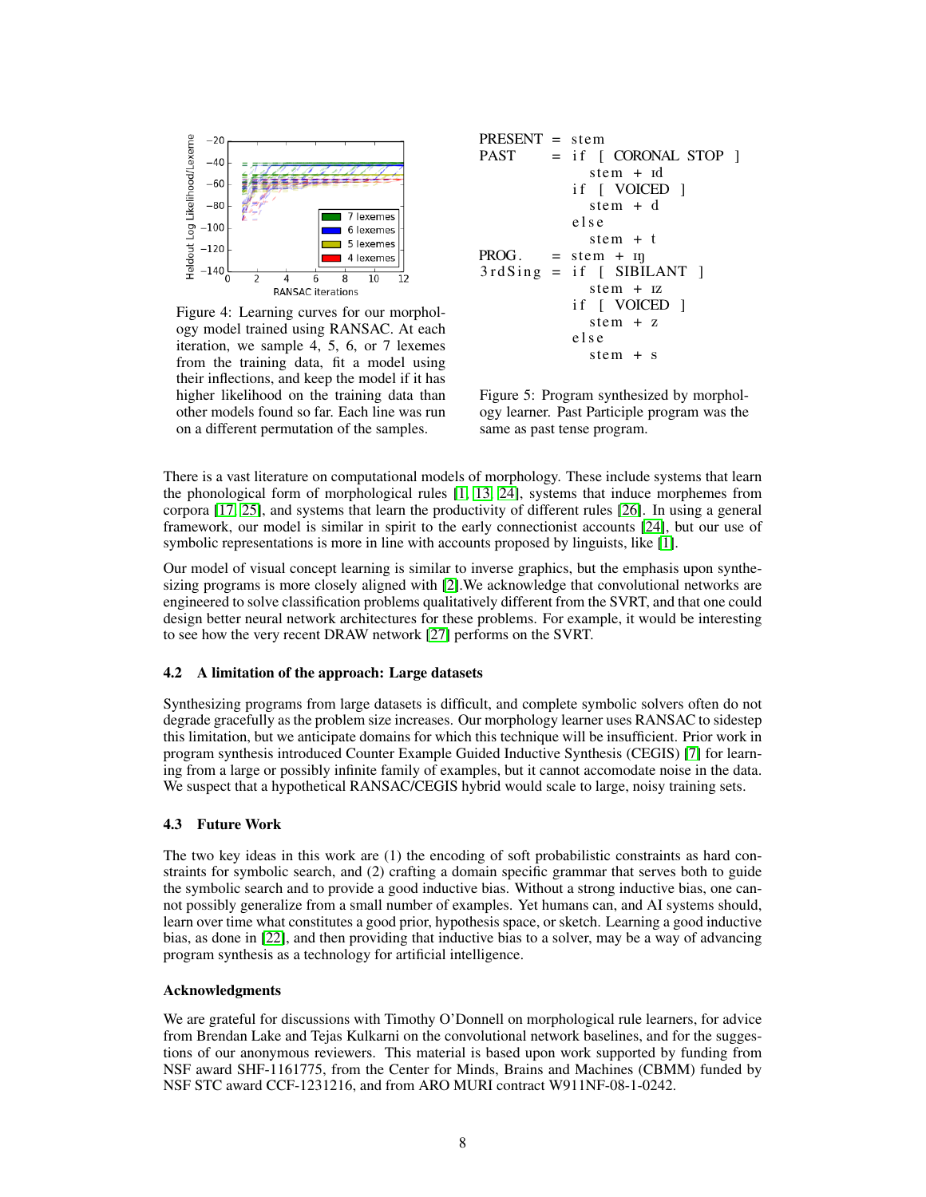Figure 4: Learning curves for our morphology model trained using RANSAC. At each iteration, we sample 4, 5, 6, or 7 lexemes from the training data, fit a model using their inflections, and keep the model if it has higher likelihood on the training data than other models found so far. Each line was run on a different permutation of the samples.

```
PRESENT  = stem
PAST     = if [ CORONAL STOP ]
              stem + ɪd
           if [ VOICED ]
              stem + d
           else
              stem + t
PROG.    = stem + ɪŋ
3rdSing  = if [ SIBILANT ]
              stem + ɪz
           if [ VOICED ]
              stem + z
           else
              stem + s
```

Figure 5: Program synthesized by morphology learner. Past Participle program was the same as past tense program.

There is a vast literature on computational models of morphology. These include systems that learn the phonological form of morphological rules [1, 13, 24], systems that induce morphemes from corpora [17, 25], and systems that learn the productivity of different rules [26]. In using a general framework, our model is similar in spirit to the early connectionist accounts [24], but our use of symbolic representations is more in line with accounts proposed by linguists, like [1].

Our model of visual concept learning is similar to inverse graphics, but the emphasis upon synthesizing programs is more closely aligned with [2].We acknowledge that convolutional networks are engineered to solve classification problems qualitatively different from the SVRT, and that one could design better neural network architectures for these problems. For example, it would be interesting to see how the very recent DRAW network [27] performs on the SVRT.

### 4.2 A limitation of the approach: Large datasets

Synthesizing programs from large datasets is difficult, and complete symbolic solvers often do not degrade gracefully as the problem size increases. Our morphology learner uses RANSAC to sidestep this limitation, but we anticipate domains for which this technique will be insufficient. Prior work in program synthesis introduced Counter Example Guided Inductive Synthesis (CEGIS) [7] for learning from a large or possibly infinite family of examples, but it cannot accomodate noise in the data. We suspect that a hypothetical RANSAC/CEGIS hybrid would scale to large, noisy training sets.

### 4.3 Future Work

The two key ideas in this work are (1) the encoding of soft probabilistic constraints as hard constraints for symbolic search, and (2) crafting a domain specific grammar that serves both to guide the symbolic search and to provide a good inductive bias. Without a strong inductive bias, one cannot possibly generalize from a small number of examples. Yet humans can, and AI systems should, learn over time what constitutes a good prior, hypothesis space, or sketch. Learning a good inductive bias, as done in [22], and then providing that inductive bias to a solver, may be a way of advancing program synthesis as a technology for artificial intelligence.

#### Acknowledgments

We are grateful for discussions with Timothy O'Donnell on morphological rule learners, for advice from Brendan Lake and Tejas Kulkarni on the convolutional network baselines, and for the suggestions of our anonymous reviewers. This material is based upon work supported by funding from NSF award SHF-1161775, from the Center for Minds, Brains and Machines (CBMM) funded by NSF STC award CCF-1231216, and from ARO MURI contract W911NF-08-1-0242.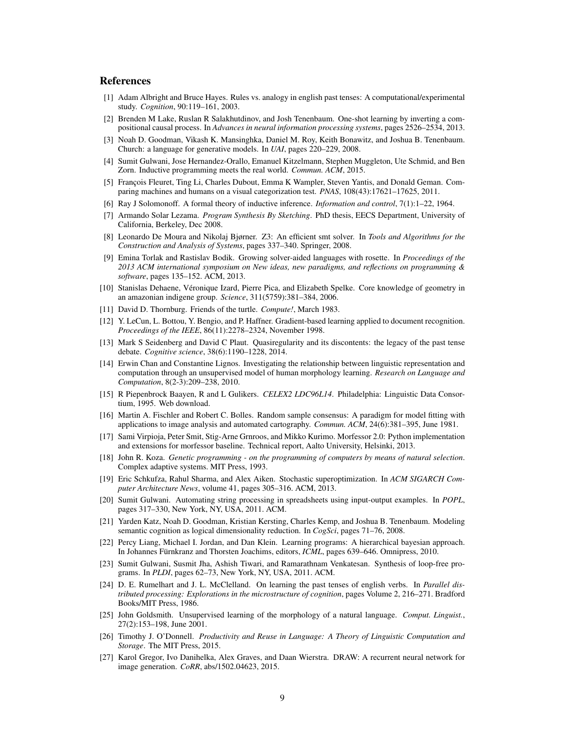## References

[1] Adam Albright and Bruce Hayes. Rules vs. analogy in english past tenses: A computational/experimental study. *Cognition*, 90:119–161, 2003.

[2] Brenden M Lake, Ruslan R Salakhutdinov, and Josh Tenenbaum. One-shot learning by inverting a compositional causal process. In *Advances in neural information processing systems*, pages 2526–2534, 2013.

[3] Noah D. Goodman, Vikash K. Mansinghka, Daniel M. Roy, Keith Bonawitz, and Joshua B. Tenenbaum. Church: a language for generative models. In *UAI*, pages 220–229, 2008.

[4] Sumit Gulwani, Jose Hernandez-Orallo, Emanuel Kitzelmann, Stephen Muggleton, Ute Schmid, and Ben Zorn. Inductive programming meets the real world. *Commun. ACM*, 2015.

[5] François Fleuret, Ting Li, Charles Dubout, Emma K Wampler, Steven Yantis, and Donald Geman. Comparing machines and humans on a visual categorization test. *PNAS*, 108(43):17621–17625, 2011.

[6] Ray J Solomonoff. A formal theory of inductive inference. *Information and control*, 7(1):1–22, 1964.

[7] Armando Solar Lezama. *Program Synthesis By Sketching*. PhD thesis, EECS Department, University of California, Berkeley, Dec 2008.

[8] Leonardo De Moura and Nikolaj Bjørner. Z3: An efficient smt solver. In *Tools and Algorithms for the Construction and Analysis of Systems*, pages 337–340. Springer, 2008.

[9] Emina Torlak and Rastislav Bodik. Growing solver-aided languages with rosette. In *Proceedings of the 2013 ACM international symposium on New ideas, new paradigms, and reflections on programming & software*, pages 135–152. ACM, 2013.

[10] Stanislas Dehaene, Véronique Izard, Pierre Pica, and Elizabeth Spelke. Core knowledge of geometry in an amazonian indigene group. *Science*, 311(5759):381–384, 2006.

[11] David D. Thornburg. Friends of the turtle. *Compute!*, March 1983.

[12] Y. LeCun, L. Bottou, Y. Bengio, and P. Haffner. Gradient-based learning applied to document recognition. *Proceedings of the IEEE*, 86(11):2278–2324, November 1998.

[13] Mark S Seidenberg and David C Plaut. Quasiregularity and its discontents: the legacy of the past tense debate. *Cognitive science*, 38(6):1190–1228, 2014.

[14] Erwin Chan and Constantine Lignos. Investigating the relationship between linguistic representation and computation through an unsupervised model of human morphology learning. *Research on Language and Computation*, 8(2-3):209–238, 2010.

[15] R Piepenbrock Baayen, R and L Gulikers. *CELEX2 LDC96L14*. Philadelphia: Linguistic Data Consortium, 1995. Web download.

[16] Martin A. Fischler and Robert C. Bolles. Random sample consensus: A paradigm for model fitting with applications to image analysis and automated cartography. *Commun. ACM*, 24(6):381–395, June 1981.

[17] Sami Virpioja, Peter Smit, Stig-Arne Grnroos, and Mikko Kurimo. Morfessor 2.0: Python implementation and extensions for morfessor baseline. Technical report, Aalto University, Helsinki, 2013.

[18] John R. Koza. *Genetic programming - on the programming of computers by means of natural selection*. Complex adaptive systems. MIT Press, 1993.

[19] Eric Schkufza, Rahul Sharma, and Alex Aiken. Stochastic superoptimization. In *ACM SIGARCH Computer Architecture News*, volume 41, pages 305–316. ACM, 2013.

[20] Sumit Gulwani. Automating string processing in spreadsheets using input-output examples. In *POPL*, pages 317–330, New York, NY, USA, 2011. ACM.

[21] Yarden Katz, Noah D. Goodman, Kristian Kersting, Charles Kemp, and Joshua B. Tenenbaum. Modeling semantic cognition as logical dimensionality reduction. In *CogSci*, pages 71–76, 2008.

[22] Percy Liang, Michael I. Jordan, and Dan Klein. Learning programs: A hierarchical bayesian approach. In Johannes Fürnkranz and Thorsten Joachims, editors, *ICML*, pages 639–646. Omnipress, 2010.

[23] Sumit Gulwani, Susmit Jha, Ashish Tiwari, and Ramarathnam Venkatesan. Synthesis of loop-free programs. In *PLDI*, pages 62–73, New York, NY, USA, 2011. ACM.

[24] D. E. Rumelhart and J. L. McClelland. On learning the past tenses of english verbs. In *Parallel distributed processing: Explorations in the microstructure of cognition*, pages Volume 2, 216–271. Bradford Books/MIT Press, 1986.

[25] John Goldsmith. Unsupervised learning of the morphology of a natural language. *Comput. Linguist.*, 27(2):153–198, June 2001.

[26] Timothy J. O'Donnell. *Productivity and Reuse in Language: A Theory of Linguistic Computation and Storage*. The MIT Press, 2015.

[27] Karol Gregor, Ivo Danihelka, Alex Graves, and Daan Wierstra. DRAW: A recurrent neural network for image generation. *CoRR*, abs/1502.04623, 2015.